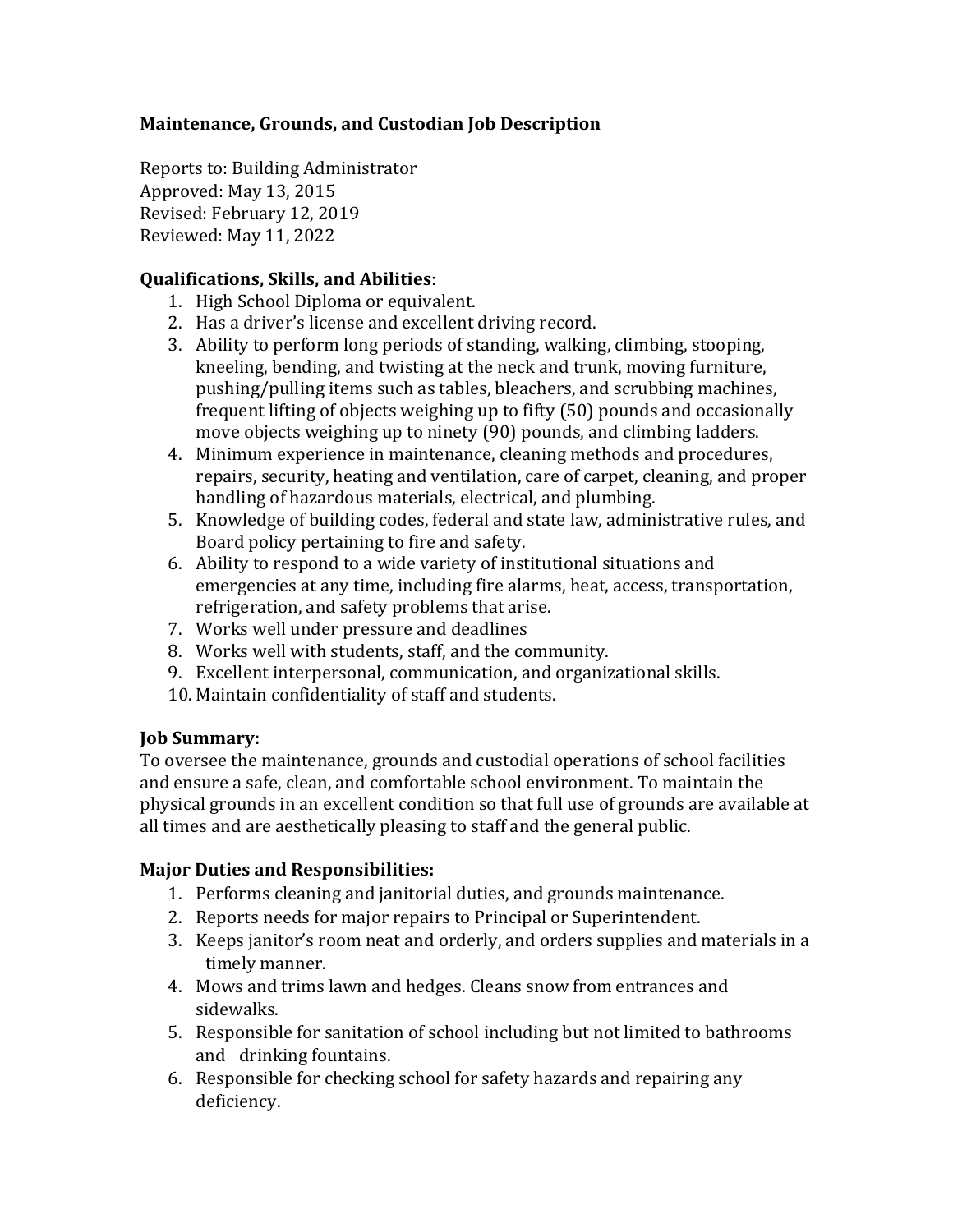# Maintenance, Grounds, and Custodian Job Description

Reports to: Building Administrator
Approved: May 13, 2015
Revised: February 12, 2019
Reviewed: May 11, 2022

## Qualifications, Skills, and Abilities:

1. High School Diploma or equivalent.
2. Has a driver's license and excellent driving record.
3. Ability to perform long periods of standing, walking, climbing, stooping, kneeling, bending, and twisting at the neck and trunk, moving furniture, pushing/pulling items such as tables, bleachers, and scrubbing machines, frequent lifting of objects weighing up to fifty (50) pounds and occasionally move objects weighing up to ninety (90) pounds, and climbing ladders.
4. Minimum experience in maintenance, cleaning methods and procedures, repairs, security, heating and ventilation, care of carpet, cleaning, and proper handling of hazardous materials, electrical, and plumbing.
5. Knowledge of building codes, federal and state law, administrative rules, and Board policy pertaining to fire and safety.
6. Ability to respond to a wide variety of institutional situations and emergencies at any time, including fire alarms, heat, access, transportation, refrigeration, and safety problems that arise.
7. Works well under pressure and deadlines
8. Works well with students, staff, and the community.
9. Excellent interpersonal, communication, and organizational skills.
10. Maintain confidentiality of staff and students.

## Job Summary:

To oversee the maintenance, grounds and custodial operations of school facilities and ensure a safe, clean, and comfortable school environment. To maintain the physical grounds in an excellent condition so that full use of grounds are available at all times and are aesthetically pleasing to staff and the general public.

## Major Duties and Responsibilities:

1. Performs cleaning and janitorial duties, and grounds maintenance.
2. Reports needs for major repairs to Principal or Superintendent.
3. Keeps janitor's room neat and orderly, and orders supplies and materials in a timely manner.
4. Mows and trims lawn and hedges. Cleans snow from entrances and sidewalks.
5. Responsible for sanitation of school including but not limited to bathrooms and drinking fountains.
6. Responsible for checking school for safety hazards and repairing any deficiency.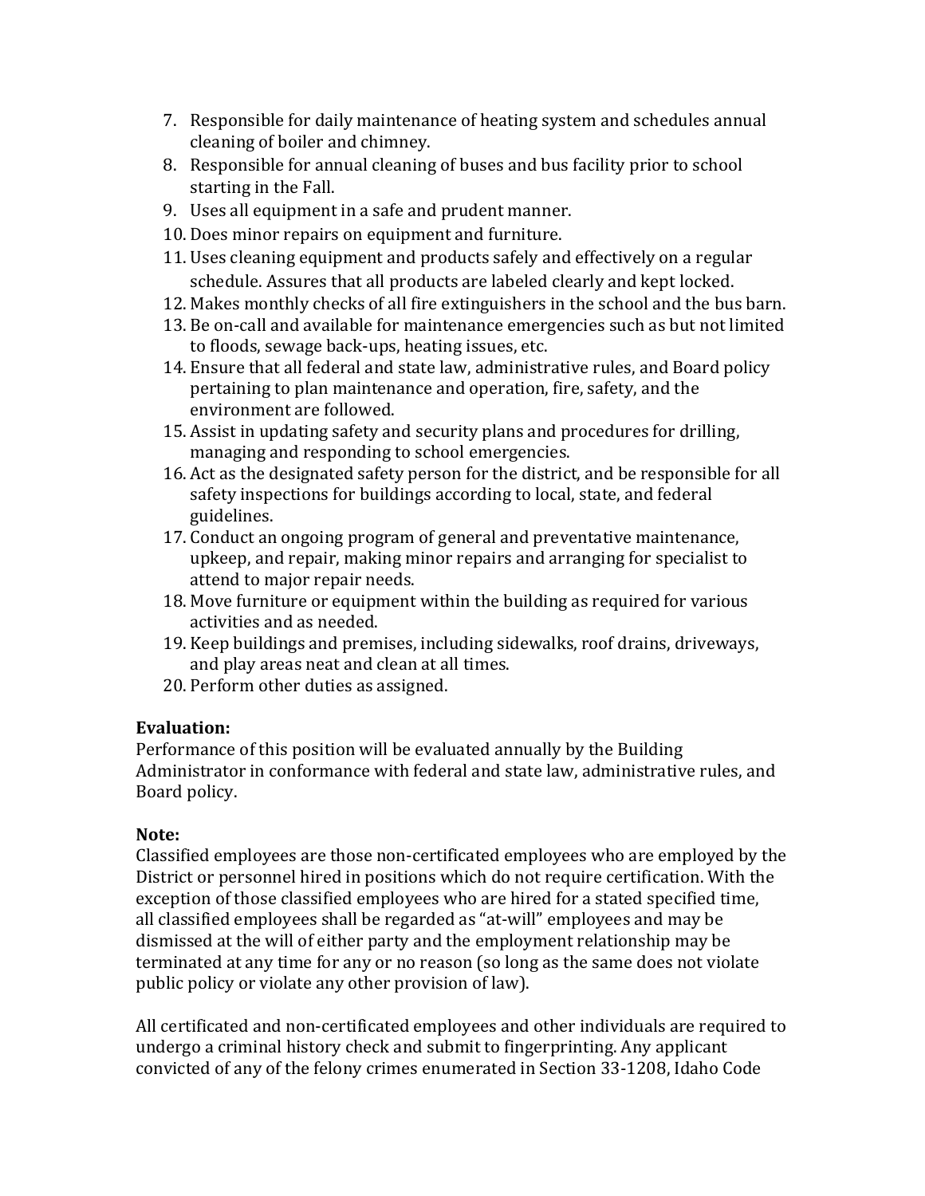7. Responsible for daily maintenance of heating system and schedules annual cleaning of boiler and chimney.
8. Responsible for annual cleaning of buses and bus facility prior to school starting in the Fall.
9. Uses all equipment in a safe and prudent manner.
10. Does minor repairs on equipment and furniture.
11. Uses cleaning equipment and products safely and effectively on a regular schedule. Assures that all products are labeled clearly and kept locked.
12. Makes monthly checks of all fire extinguishers in the school and the bus barn.
13. Be on-call and available for maintenance emergencies such as but not limited to floods, sewage back-ups, heating issues, etc.
14. Ensure that all federal and state law, administrative rules, and Board policy pertaining to plan maintenance and operation, fire, safety, and the environment are followed.
15. Assist in updating safety and security plans and procedures for drilling, managing and responding to school emergencies.
16. Act as the designated safety person for the district, and be responsible for all safety inspections for buildings according to local, state, and federal guidelines.
17. Conduct an ongoing program of general and preventative maintenance, upkeep, and repair, making minor repairs and arranging for specialist to attend to major repair needs.
18. Move furniture or equipment within the building as required for various activities and as needed.
19. Keep buildings and premises, including sidewalks, roof drains, driveways, and play areas neat and clean at all times.
20. Perform other duties as assigned.

**Evaluation:**
Performance of this position will be evaluated annually by the Building Administrator in conformance with federal and state law, administrative rules, and Board policy.

**Note:**
Classified employees are those non-certificated employees who are employed by the District or personnel hired in positions which do not require certification. With the exception of those classified employees who are hired for a stated specified time, all classified employees shall be regarded as "at-will" employees and may be dismissed at the will of either party and the employment relationship may be terminated at any time for any or no reason (so long as the same does not violate public policy or violate any other provision of law).

All certificated and non-certificated employees and other individuals are required to undergo a criminal history check and submit to fingerprinting. Any applicant convicted of any of the felony crimes enumerated in Section 33-1208, Idaho Code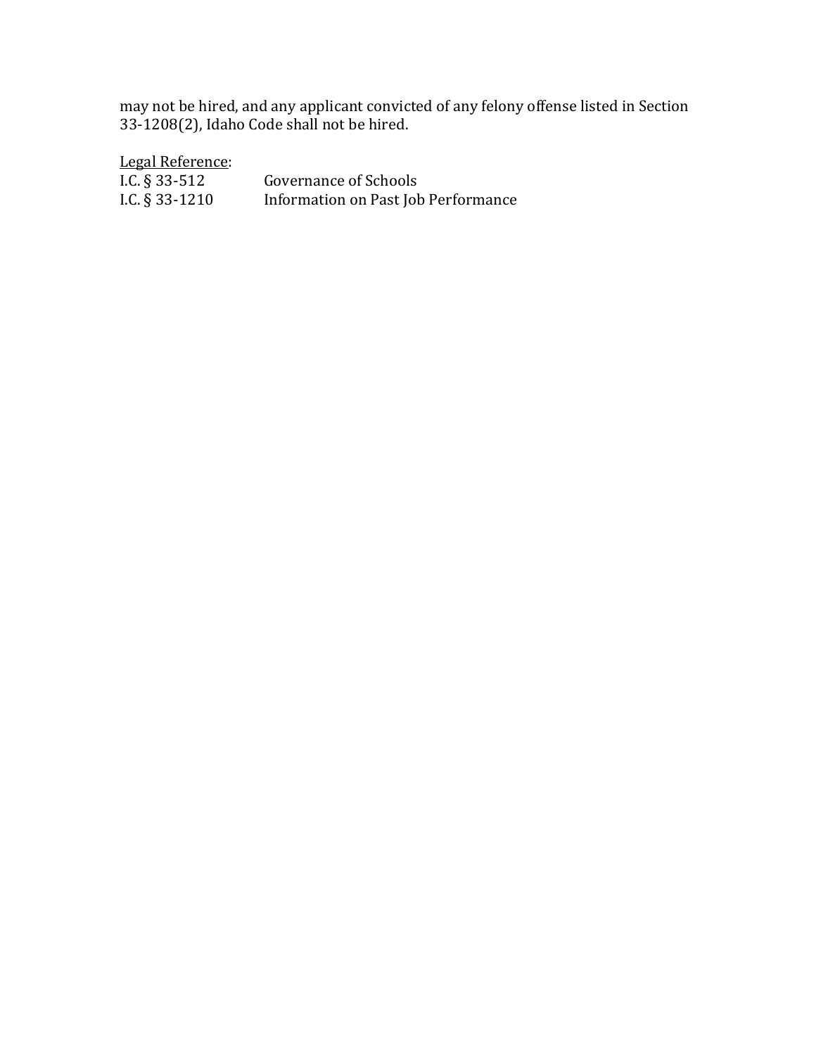may not be hired, and any applicant convicted of any felony offense listed in Section 33-1208(2), Idaho Code shall not be hired.

<u>Legal Reference</u>:

| | |
|---|---|
| I.C. § 33-512 | Governance of Schools |
| I.C. § 33-1210 | Information on Past Job Performance |